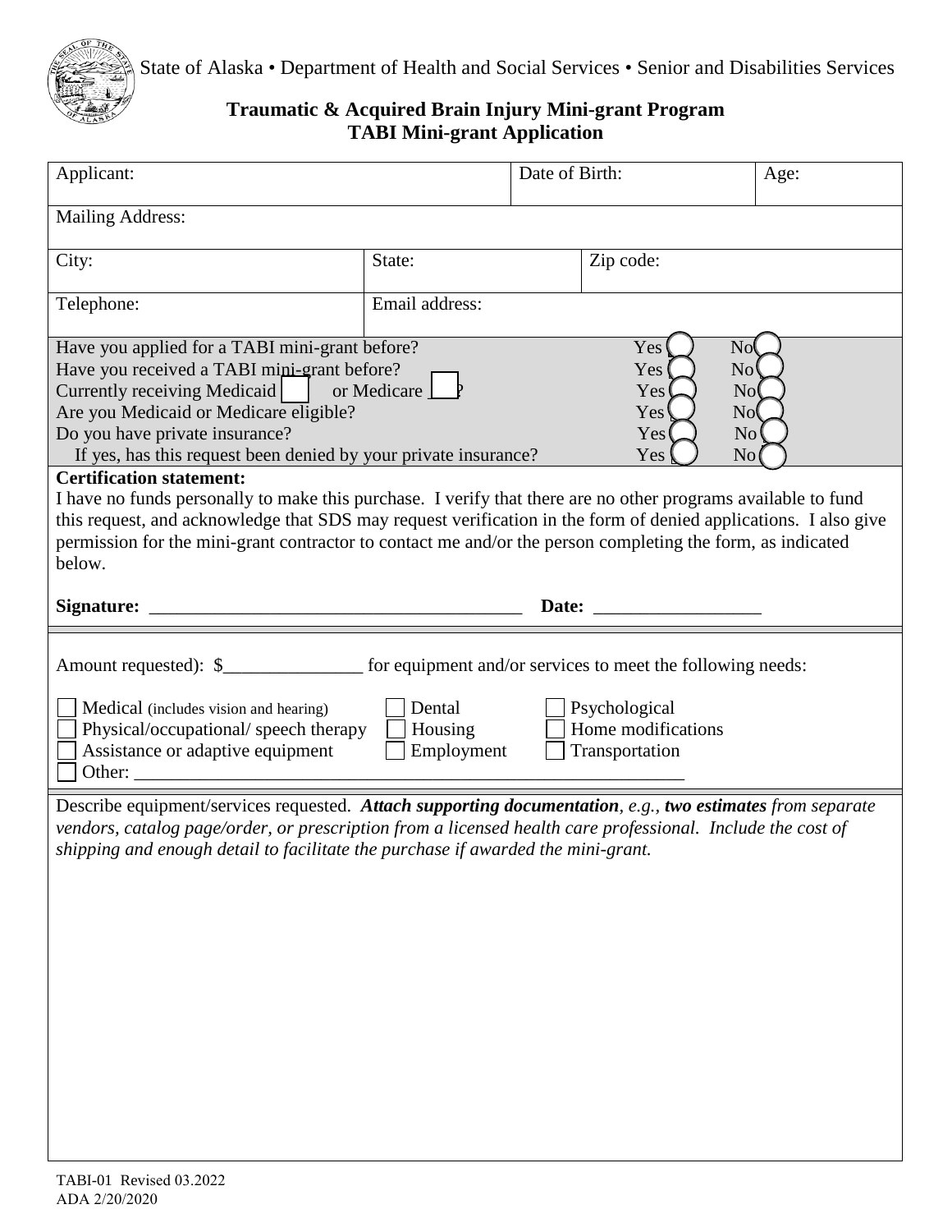State of Alaska • Department of Health and Social Services • Senior and Disabilities Services

## Traumatic & Acquired Brain Injury Mini-grant Program
## TABI Mini-grant Application

| Applicant: | | Date of Birth: | Age: |
|---|---|---|---|
| Mailing Address: | | | |
| City: | State: | Zip code: | |
| Telephone: | Email address: | | |

| | | |
|---|---|---|
| Have you applied for a TABI mini-grant before? | Yes ◯ | No ◯ |
| Have you received a TABI mini-grant before? | Yes ◯ | No ◯ |
| Currently receiving Medicaid ☐ or Medicare ☐? | Yes ◯ | No ◯ |
| Are you Medicaid or Medicare eligible? | Yes ◯ | No ◯ |
| Do you have private insurance? | Yes ◯ | No ◯ |
| If yes, has this request been denied by your private insurance? | Yes ◯ | No ◯ |

**Certification statement:**

I have no funds personally to make this purchase. I verify that there are no other programs available to fund this request, and acknowledge that SDS may request verification in the form of denied applications. I also give permission for the mini-grant contractor to contact me and/or the person completing the form, as indicated below.

**Signature:** ________________________________________ **Date:** __________________

Amount requested): $_______________ for equipment and/or services to meet the following needs:

- ☐ Medical (includes vision and hearing)
- ☐ Dental
- ☐ Psychological
- ☐ Physical/occupational/ speech therapy
- ☐ Housing
- ☐ Home modifications
- ☐ Assistance or adaptive equipment
- ☐ Employment
- ☐ Transportation
- ☐ Other: _____________________________________________________________

Describe equipment/services requested. ***Attach supporting documentation***, *e.g.,* ***two estimates*** *from separate vendors, catalog page/order, or prescription from a licensed health care professional. Include the cost of shipping and enough detail to facilitate the purchase if awarded the mini-grant.*

TABI-01 Revised 03.2022
ADA 2/20/2020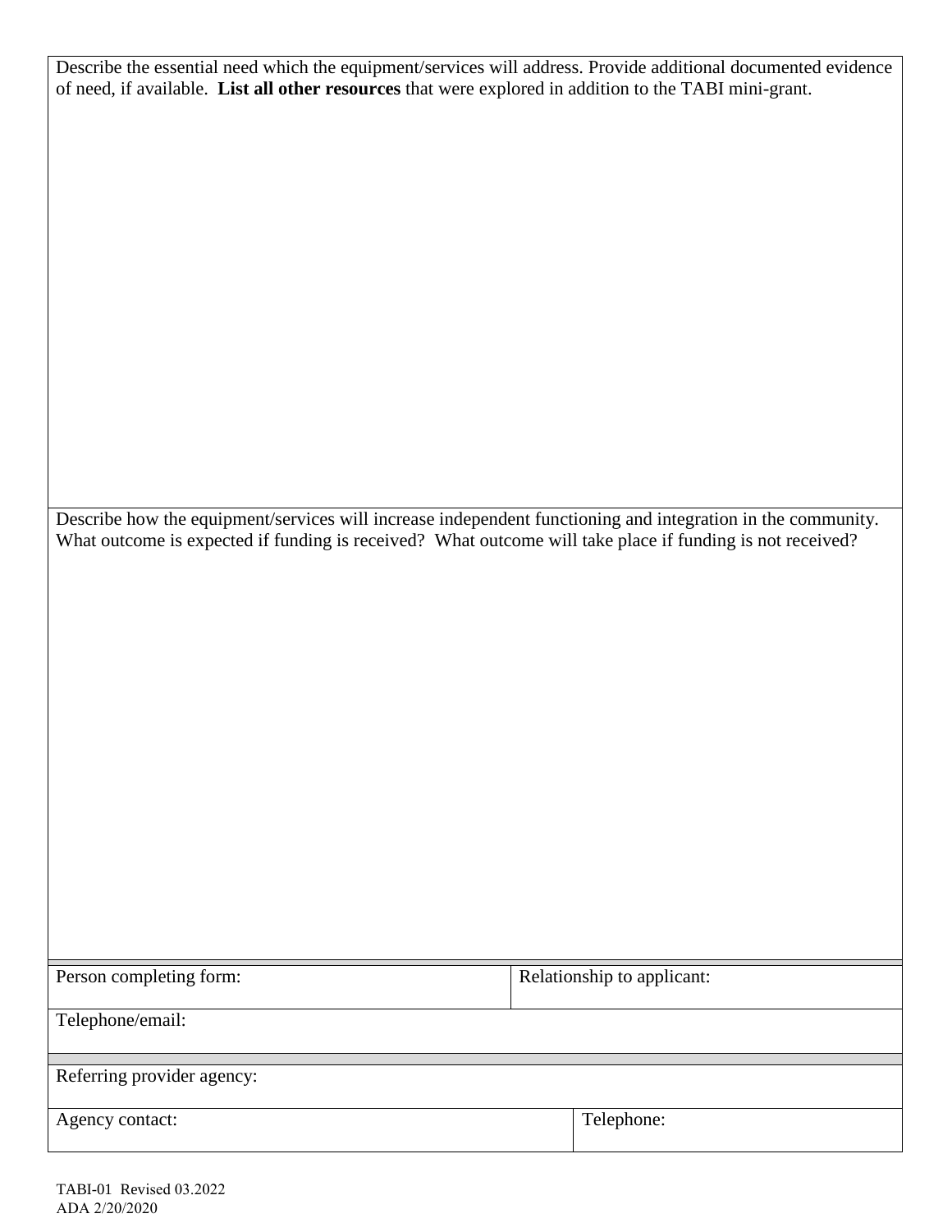| Describe the essential need which the equipment/services will address. Provide additional documented evidence of need, if available. **List all other resources** that were explored in addition to the TABI mini-grant. |
|---|
| |

| Describe how the equipment/services will increase independent functioning and integration in the community. What outcome is expected if funding is received? What outcome will take place if funding is not received? |
|---|
| |

| Person completing form: | Relationship to applicant: |
|---|---|
| Telephone/email: | |

| Referring provider agency: | |
|---|---|
| Agency contact: | Telephone: |

TABI-01 Revised 03.2022
ADA 2/20/2020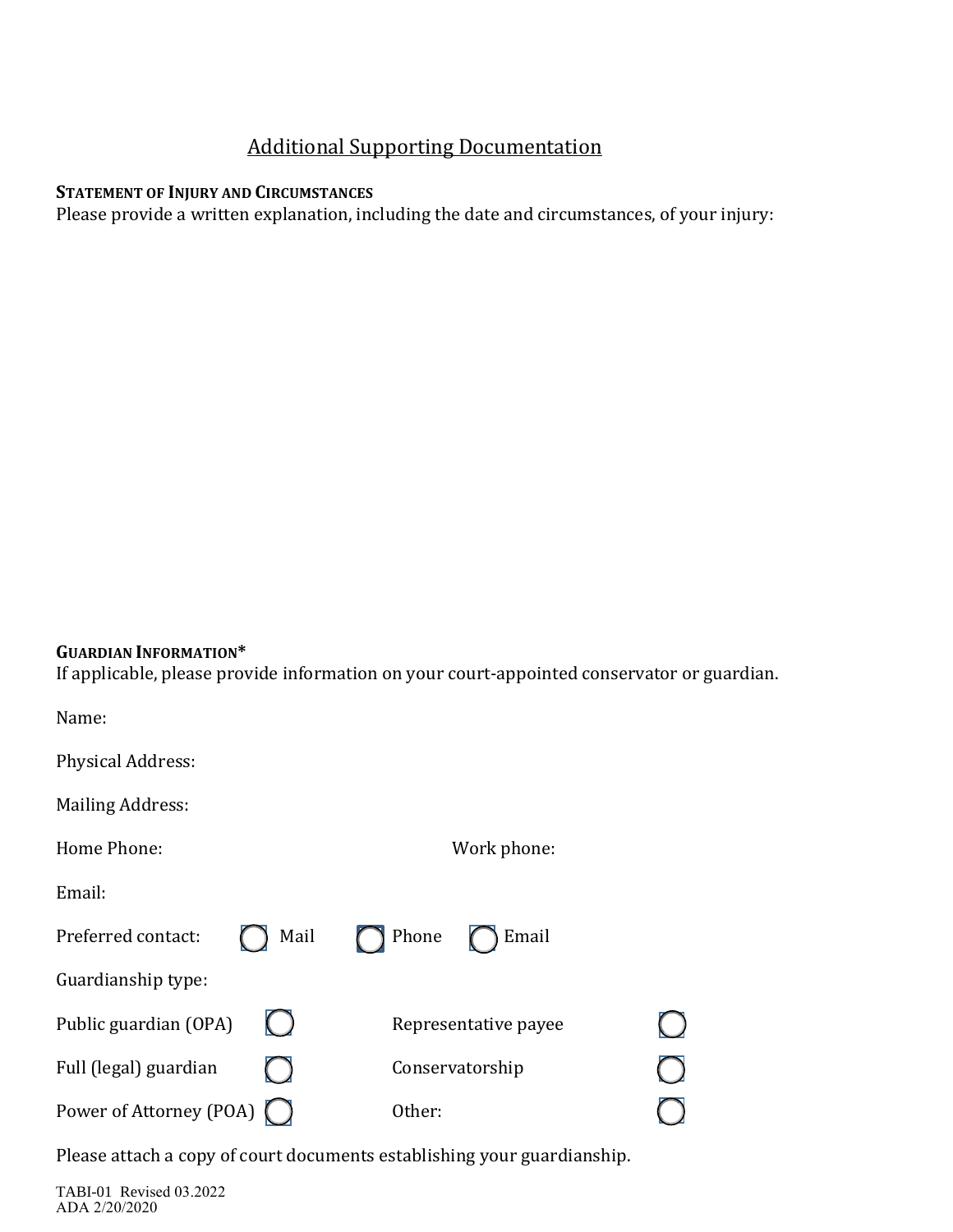## Additional Supporting Documentation

**STATEMENT OF INJURY AND CIRCUMSTANCES**

Please provide a written explanation, including the date and circumstances, of your injury:

**GUARDIAN INFORMATION***

If applicable, please provide information on your court-appointed conservator or guardian.

Name:

Physical Address:

Mailing Address:

Home Phone: Work phone:

Email:

Preferred contact: ◯ Mail ◯ Phone ◯ Email

Guardianship type:

| | | | |
|---|---|---|---|
| Public guardian (OPA) | ◯ | Representative payee | ◯ |
| Full (legal) guardian | ◯ | Conservatorship | ◯ |
| Power of Attorney (POA) | ◯ | Other: | ◯ |

Please attach a copy of court documents establishing your guardianship.

TABI-01 Revised 03.2022
ADA 2/20/2020